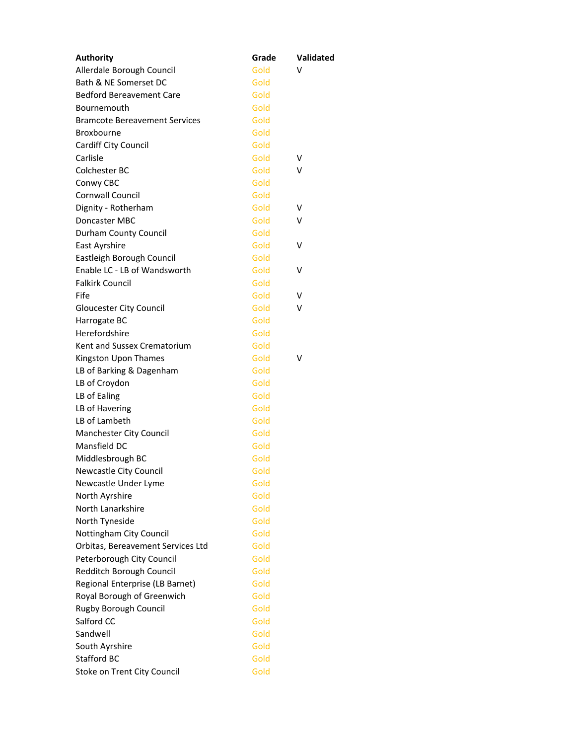| Authority | Grade | Validated |
|---|---|---|
| Allerdale Borough Council | Gold | V |
| Bath & NE Somerset DC | Gold | |
| Bedford Bereavement Care | Gold | |
| Bournemouth | Gold | |
| Bramcote Bereavement Services | Gold | |
| Broxbourne | Gold | |
| Cardiff City Council | Gold | |
| Carlisle | Gold | V |
| Colchester BC | Gold | V |
| Conwy CBC | Gold | |
| Cornwall Council | Gold | |
| Dignity - Rotherham | Gold | V |
| Doncaster MBC | Gold | V |
| Durham County Council | Gold | |
| East Ayrshire | Gold | V |
| Eastleigh Borough Council | Gold | |
| Enable LC - LB of Wandsworth | Gold | V |
| Falkirk Council | Gold | |
| Fife | Gold | V |
| Gloucester City Council | Gold | V |
| Harrogate BC | Gold | |
| Herefordshire | Gold | |
| Kent and Sussex Crematorium | Gold | |
| Kingston Upon Thames | Gold | V |
| LB of Barking & Dagenham | Gold | |
| LB of Croydon | Gold | |
| LB of Ealing | Gold | |
| LB of Havering | Gold | |
| LB of Lambeth | Gold | |
| Manchester City Council | Gold | |
| Mansfield DC | Gold | |
| Middlesbrough BC | Gold | |
| Newcastle City Council | Gold | |
| Newcastle Under Lyme | Gold | |
| North Ayrshire | Gold | |
| North Lanarkshire | Gold | |
| North Tyneside | Gold | |
| Nottingham City Council | Gold | |
| Orbitas, Bereavement Services Ltd | Gold | |
| Peterborough City Council | Gold | |
| Redditch Borough Council | Gold | |
| Regional Enterprise (LB Barnet) | Gold | |
| Royal Borough of Greenwich | Gold | |
| Rugby Borough Council | Gold | |
| Salford CC | Gold | |
| Sandwell | Gold | |
| South Ayrshire | Gold | |
| Stafford BC | Gold | |
| Stoke on Trent City Council | Gold | |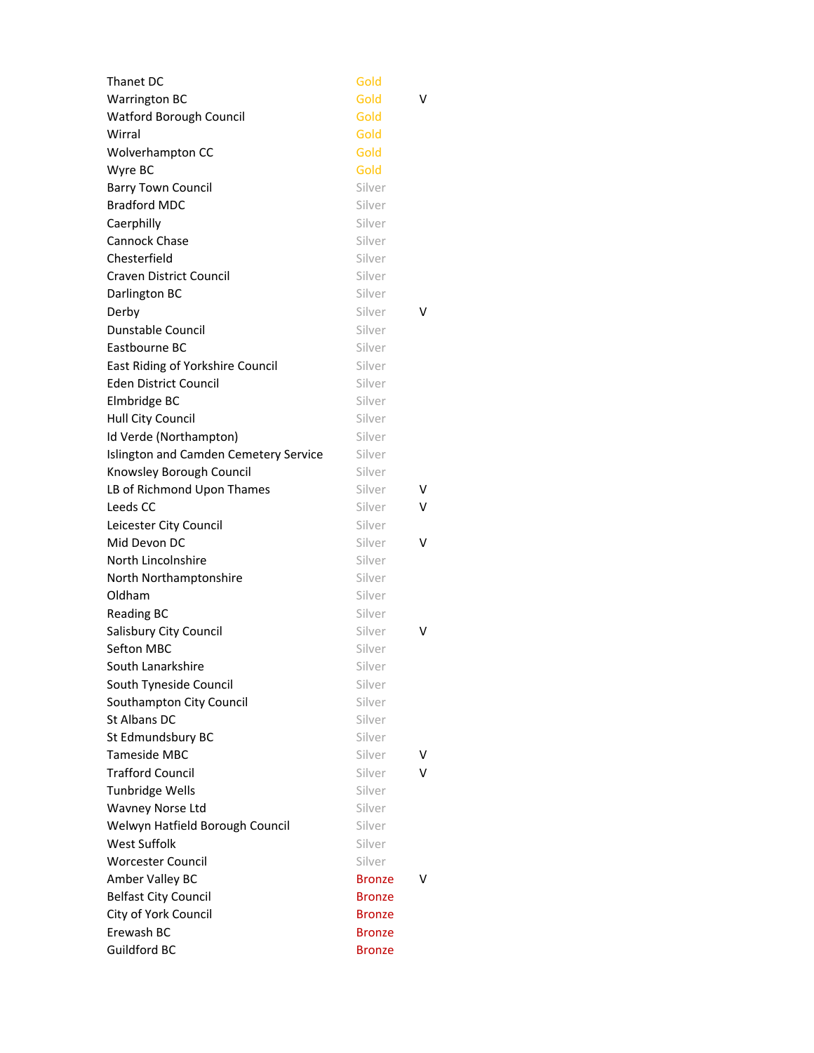| | | |
|---|---|---|
| Thanet DC | Gold | |
| Warrington BC | Gold | V |
| Watford Borough Council | Gold | |
| Wirral | Gold | |
| Wolverhampton CC | Gold | |
| Wyre BC | Gold | |
| Barry Town Council | Silver | |
| Bradford MDC | Silver | |
| Caerphilly | Silver | |
| Cannock Chase | Silver | |
| Chesterfield | Silver | |
| Craven District Council | Silver | |
| Darlington BC | Silver | |
| Derby | Silver | V |
| Dunstable Council | Silver | |
| Eastbourne BC | Silver | |
| East Riding of Yorkshire Council | Silver | |
| Eden District Council | Silver | |
| Elmbridge BC | Silver | |
| Hull City Council | Silver | |
| Id Verde (Northampton) | Silver | |
| Islington and Camden Cemetery Service | Silver | |
| Knowsley Borough Council | Silver | |
| LB of Richmond Upon Thames | Silver | V |
| Leeds CC | Silver | V |
| Leicester City Council | Silver | |
| Mid Devon DC | Silver | V |
| North Lincolnshire | Silver | |
| North Northamptonshire | Silver | |
| Oldham | Silver | |
| Reading BC | Silver | |
| Salisbury City Council | Silver | V |
| Sefton MBC | Silver | |
| South Lanarkshire | Silver | |
| South Tyneside Council | Silver | |
| Southampton City Council | Silver | |
| St Albans DC | Silver | |
| St Edmundsbury BC | Silver | |
| Tameside MBC | Silver | V |
| Trafford Council | Silver | V |
| Tunbridge Wells | Silver | |
| Wavney Norse Ltd | Silver | |
| Welwyn Hatfield Borough Council | Silver | |
| West Suffolk | Silver | |
| Worcester Council | Silver | |
| Amber Valley BC | Bronze | V |
| Belfast City Council | Bronze | |
| City of York Council | Bronze | |
| Erewash BC | Bronze | |
| Guildford BC | Bronze | |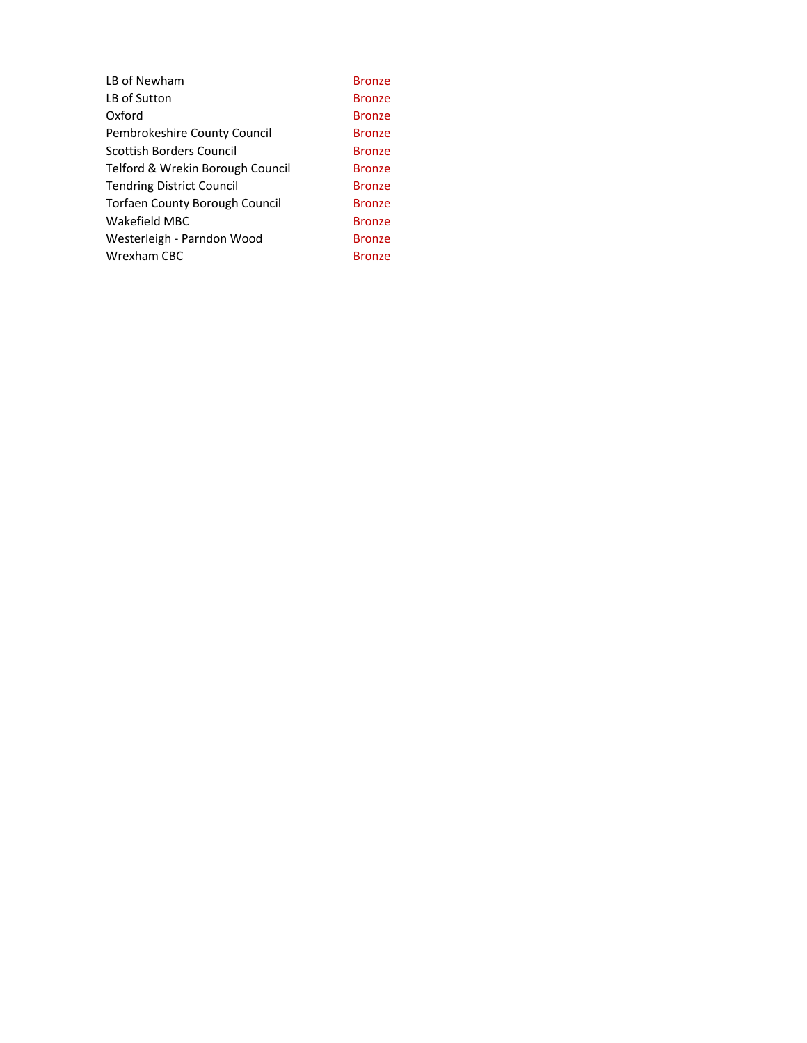| | |
|---|---|
| LB of Newham | Bronze |
| LB of Sutton | Bronze |
| Oxford | Bronze |
| Pembrokeshire County Council | Bronze |
| Scottish Borders Council | Bronze |
| Telford & Wrekin Borough Council | Bronze |
| Tendring District Council | Bronze |
| Torfaen County Borough Council | Bronze |
| Wakefield MBC | Bronze |
| Westerleigh - Parndon Wood | Bronze |
| Wrexham CBC | Bronze |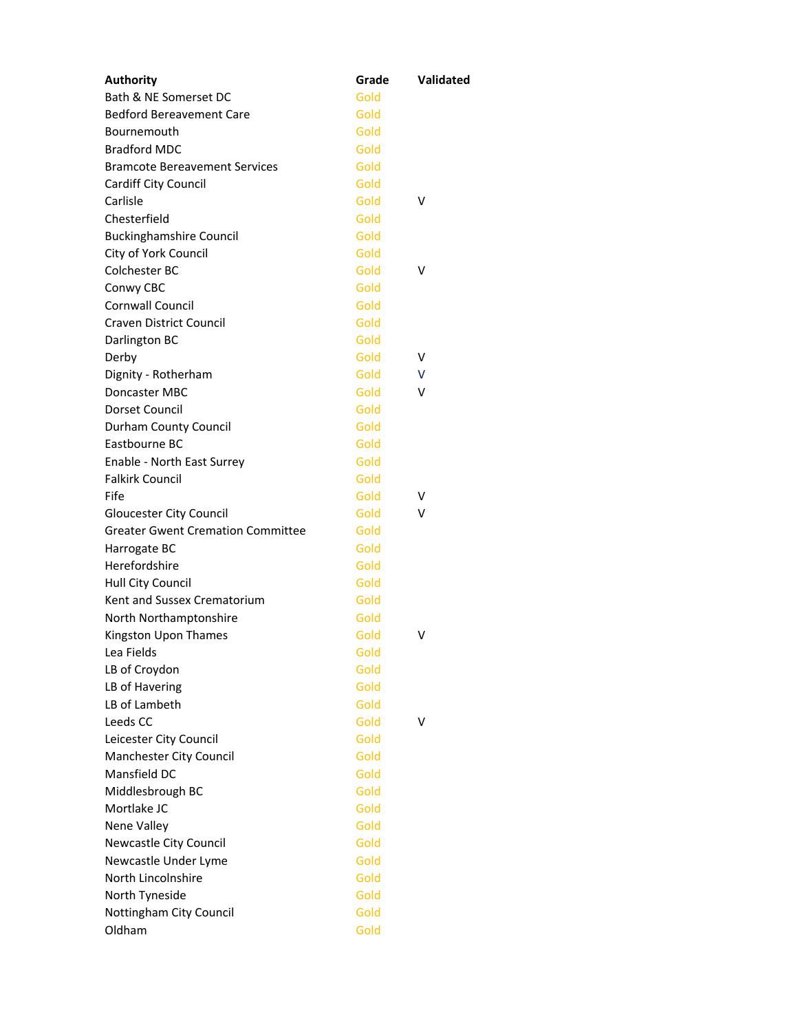| Authority | Grade | Validated |
|---|---|---|
| Bath & NE Somerset DC | Gold | |
| Bedford Bereavement Care | Gold | |
| Bournemouth | Gold | |
| Bradford MDC | Gold | |
| Bramcote Bereavement Services | Gold | |
| Cardiff City Council | Gold | |
| Carlisle | Gold | V |
| Chesterfield | Gold | |
| Buckinghamshire Council | Gold | |
| City of York Council | Gold | |
| Colchester BC | Gold | V |
| Conwy CBC | Gold | |
| Cornwall Council | Gold | |
| Craven District Council | Gold | |
| Darlington BC | Gold | |
| Derby | Gold | V |
| Dignity - Rotherham | Gold | V |
| Doncaster MBC | Gold | V |
| Dorset Council | Gold | |
| Durham County Council | Gold | |
| Eastbourne BC | Gold | |
| Enable - North East Surrey | Gold | |
| Falkirk Council | Gold | |
| Fife | Gold | V |
| Gloucester City Council | Gold | V |
| Greater Gwent Cremation Committee | Gold | |
| Harrogate BC | Gold | |
| Herefordshire | Gold | |
| Hull City Council | Gold | |
| Kent and Sussex Crematorium | Gold | |
| North Northamptonshire | Gold | |
| Kingston Upon Thames | Gold | V |
| Lea Fields | Gold | |
| LB of Croydon | Gold | |
| LB of Havering | Gold | |
| LB of Lambeth | Gold | |
| Leeds CC | Gold | V |
| Leicester City Council | Gold | |
| Manchester City Council | Gold | |
| Mansfield DC | Gold | |
| Middlesbrough BC | Gold | |
| Mortlake JC | Gold | |
| Nene Valley | Gold | |
| Newcastle City Council | Gold | |
| Newcastle Under Lyme | Gold | |
| North Lincolnshire | Gold | |
| North Tyneside | Gold | |
| Nottingham City Council | Gold | |
| Oldham | Gold | |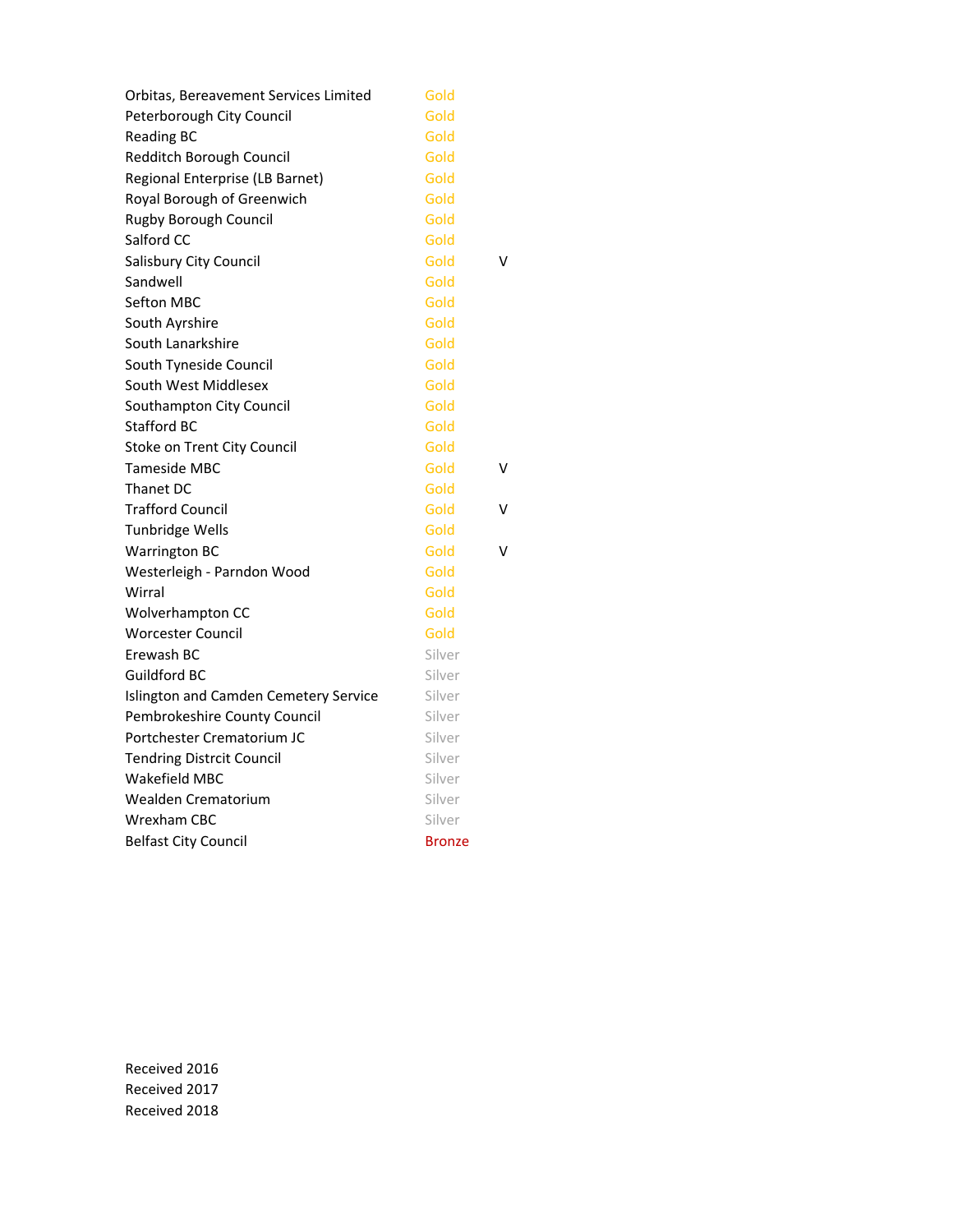| | | |
|---|---|---|
| Orbitas, Bereavement Services Limited | Gold | |
| Peterborough City Council | Gold | |
| Reading BC | Gold | |
| Redditch Borough Council | Gold | |
| Regional Enterprise (LB Barnet) | Gold | |
| Royal Borough of Greenwich | Gold | |
| Rugby Borough Council | Gold | |
| Salford CC | Gold | |
| Salisbury City Council | Gold | V |
| Sandwell | Gold | |
| Sefton MBC | Gold | |
| South Ayrshire | Gold | |
| South Lanarkshire | Gold | |
| South Tyneside Council | Gold | |
| South West Middlesex | Gold | |
| Southampton City Council | Gold | |
| Stafford BC | Gold | |
| Stoke on Trent City Council | Gold | |
| Tameside MBC | Gold | V |
| Thanet DC | Gold | |
| Trafford Council | Gold | V |
| Tunbridge Wells | Gold | |
| Warrington BC | Gold | V |
| Westerleigh - Parndon Wood | Gold | |
| Wirral | Gold | |
| Wolverhampton CC | Gold | |
| Worcester Council | Gold | |
| Erewash BC | Silver | |
| Guildford BC | Silver | |
| Islington and Camden Cemetery Service | Silver | |
| Pembrokeshire County Council | Silver | |
| Portchester Crematorium JC | Silver | |
| Tendring Distrcit Council | Silver | |
| Wakefield MBC | Silver | |
| Wealden Crematorium | Silver | |
| Wrexham CBC | Silver | |
| Belfast City Council | Bronze | |

Received 2016
Received 2017
Received 2018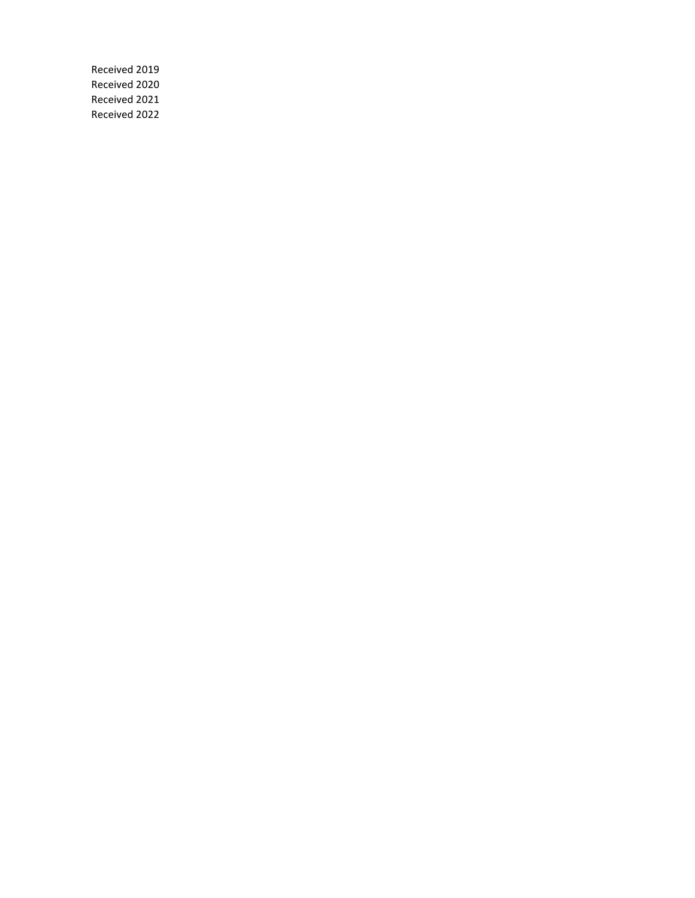Received 2019
Received 2020
Received 2021
Received 2022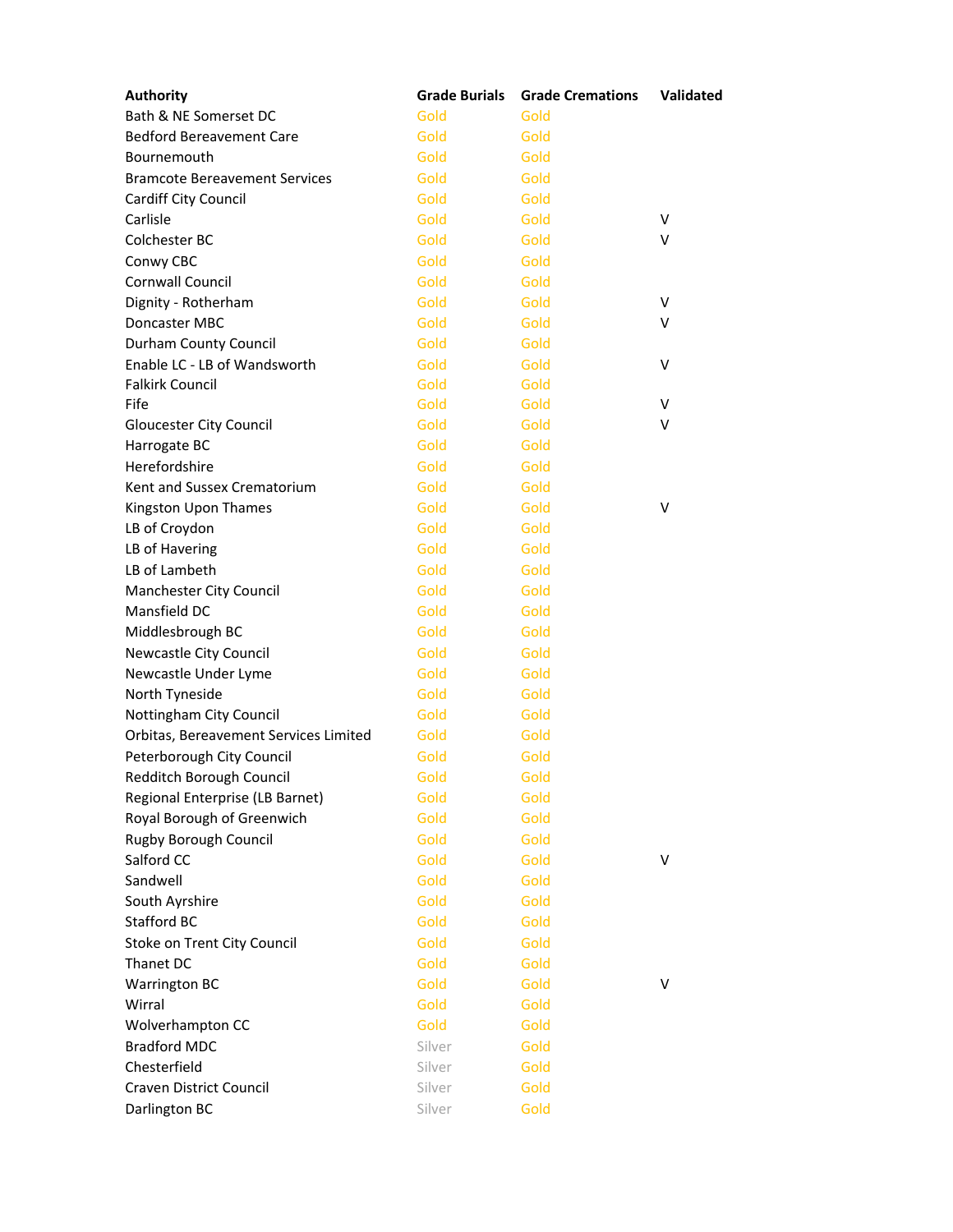| Authority | Grade Burials | Grade Cremations | Validated |
|---|---|---|---|
| Bath & NE Somerset DC | Gold | Gold | |
| Bedford Bereavement Care | Gold | Gold | |
| Bournemouth | Gold | Gold | |
| Bramcote Bereavement Services | Gold | Gold | |
| Cardiff City Council | Gold | Gold | |
| Carlisle | Gold | Gold | V |
| Colchester BC | Gold | Gold | V |
| Conwy CBC | Gold | Gold | |
| Cornwall Council | Gold | Gold | |
| Dignity - Rotherham | Gold | Gold | V |
| Doncaster MBC | Gold | Gold | V |
| Durham County Council | Gold | Gold | |
| Enable LC - LB of Wandsworth | Gold | Gold | V |
| Falkirk Council | Gold | Gold | |
| Fife | Gold | Gold | V |
| Gloucester City Council | Gold | Gold | V |
| Harrogate BC | Gold | Gold | |
| Herefordshire | Gold | Gold | |
| Kent and Sussex Crematorium | Gold | Gold | |
| Kingston Upon Thames | Gold | Gold | V |
| LB of Croydon | Gold | Gold | |
| LB of Havering | Gold | Gold | |
| LB of Lambeth | Gold | Gold | |
| Manchester City Council | Gold | Gold | |
| Mansfield DC | Gold | Gold | |
| Middlesbrough BC | Gold | Gold | |
| Newcastle City Council | Gold | Gold | |
| Newcastle Under Lyme | Gold | Gold | |
| North Tyneside | Gold | Gold | |
| Nottingham City Council | Gold | Gold | |
| Orbitas, Bereavement Services Limited | Gold | Gold | |
| Peterborough City Council | Gold | Gold | |
| Redditch Borough Council | Gold | Gold | |
| Regional Enterprise (LB Barnet) | Gold | Gold | |
| Royal Borough of Greenwich | Gold | Gold | |
| Rugby Borough Council | Gold | Gold | |
| Salford CC | Gold | Gold | V |
| Sandwell | Gold | Gold | |
| South Ayrshire | Gold | Gold | |
| Stafford BC | Gold | Gold | |
| Stoke on Trent City Council | Gold | Gold | |
| Thanet DC | Gold | Gold | |
| Warrington BC | Gold | Gold | V |
| Wirral | Gold | Gold | |
| Wolverhampton CC | Gold | Gold | |
| Bradford MDC | Silver | Gold | |
| Chesterfield | Silver | Gold | |
| Craven District Council | Silver | Gold | |
| Darlington BC | Silver | Gold | |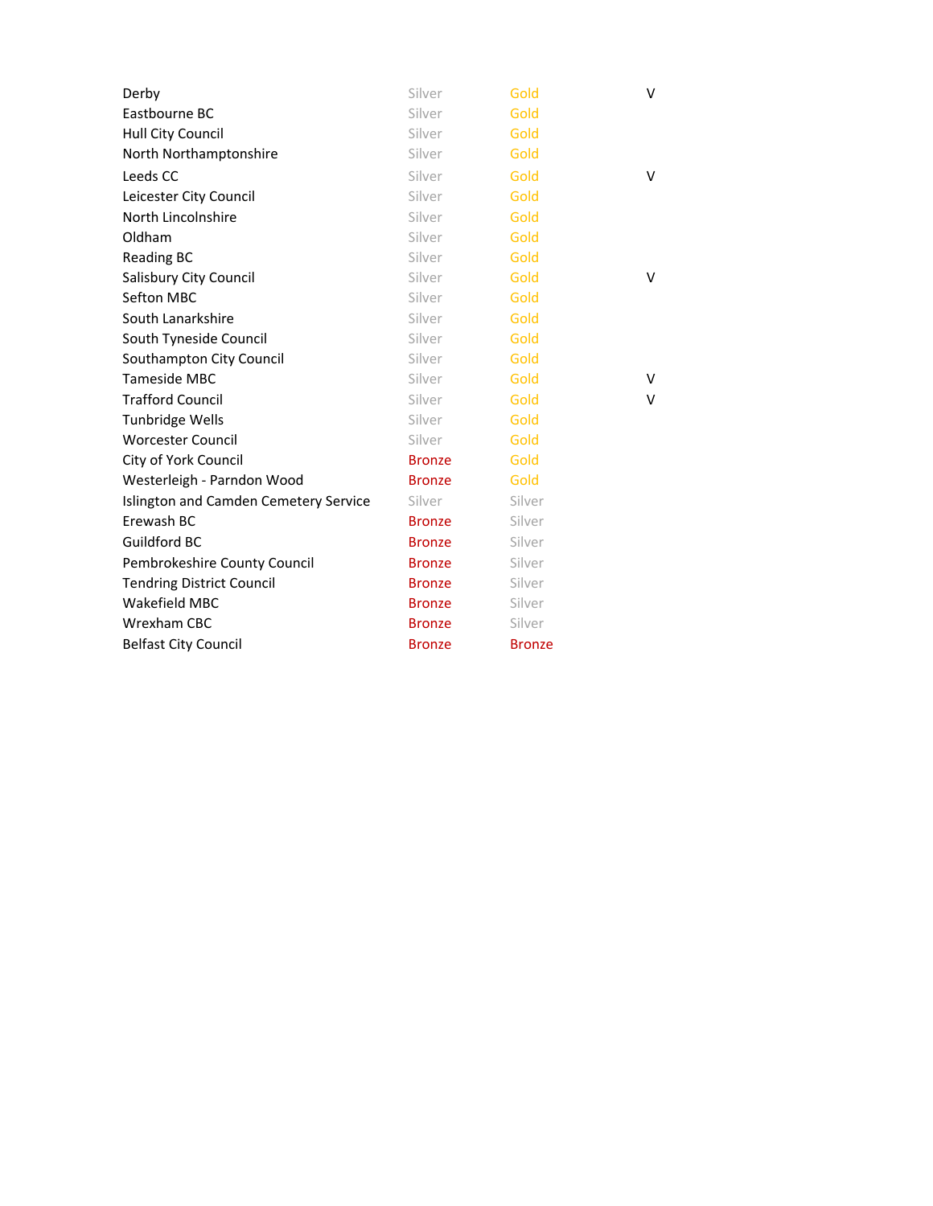| | | | |
|---|---|---|---|
| Derby | Silver | Gold | V |
| Eastbourne BC | Silver | Gold | |
| Hull City Council | Silver | Gold | |
| North Northamptonshire | Silver | Gold | |
| Leeds CC | Silver | Gold | V |
| Leicester City Council | Silver | Gold | |
| North Lincolnshire | Silver | Gold | |
| Oldham | Silver | Gold | |
| Reading BC | Silver | Gold | |
| Salisbury City Council | Silver | Gold | V |
| Sefton MBC | Silver | Gold | |
| South Lanarkshire | Silver | Gold | |
| South Tyneside Council | Silver | Gold | |
| Southampton City Council | Silver | Gold | |
| Tameside MBC | Silver | Gold | V |
| Trafford Council | Silver | Gold | V |
| Tunbridge Wells | Silver | Gold | |
| Worcester Council | Silver | Gold | |
| City of York Council | Bronze | Gold | |
| Westerleigh - Parndon Wood | Bronze | Gold | |
| Islington and Camden Cemetery Service | Silver | Silver | |
| Erewash BC | Bronze | Silver | |
| Guildford BC | Bronze | Silver | |
| Pembrokeshire County Council | Bronze | Silver | |
| Tendring District Council | Bronze | Silver | |
| Wakefield MBC | Bronze | Silver | |
| Wrexham CBC | Bronze | Silver | |
| Belfast City Council | Bronze | Bronze | |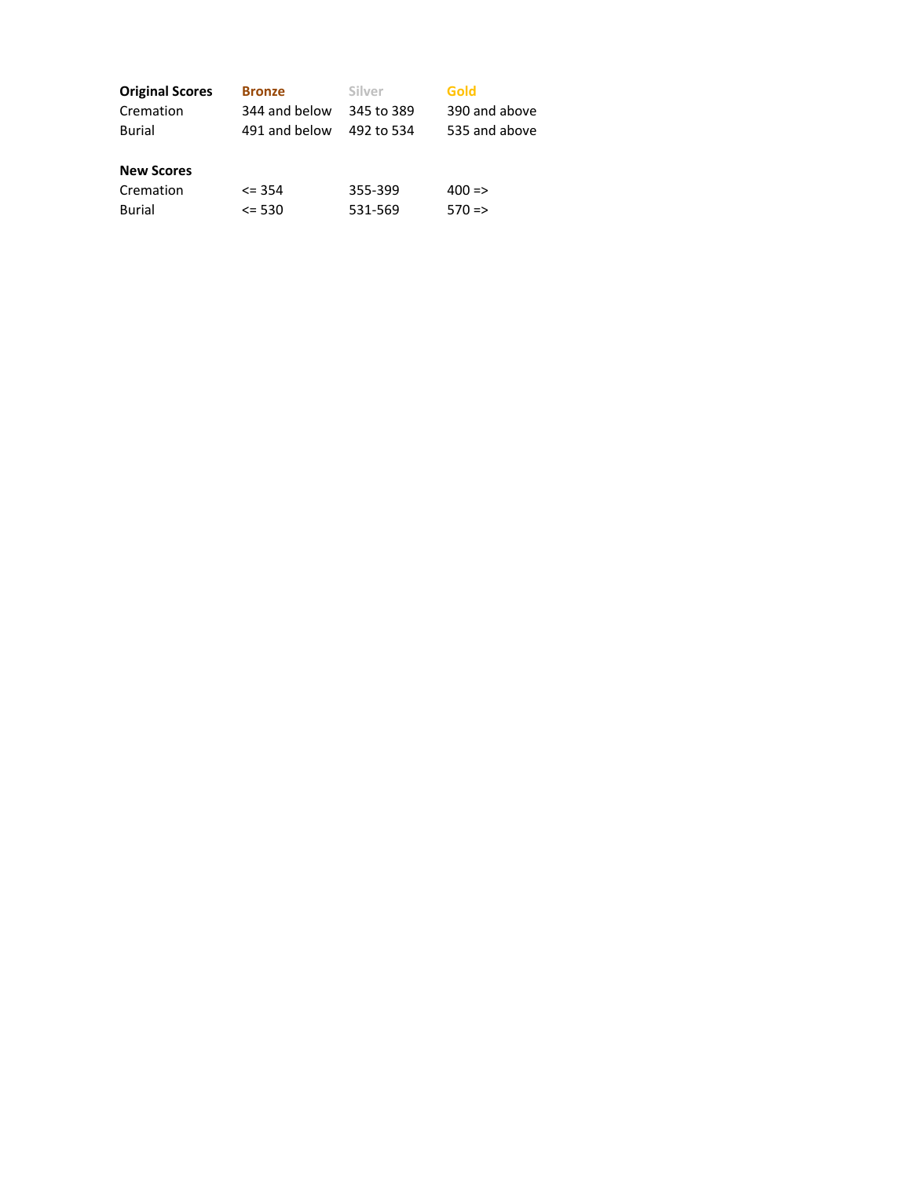| Original Scores | Bronze | Silver | Gold |
|---|---|---|---|
| Cremation | 344 and below | 345 to 389 | 390 and above |
| Burial | 491 and below | 492 to 534 | 535 and above |
| | | | |
| **New Scores** | | | |
| Cremation | <= 354 | 355-399 | 400 => |
| Burial | <= 530 | 531-569 | 570 => |